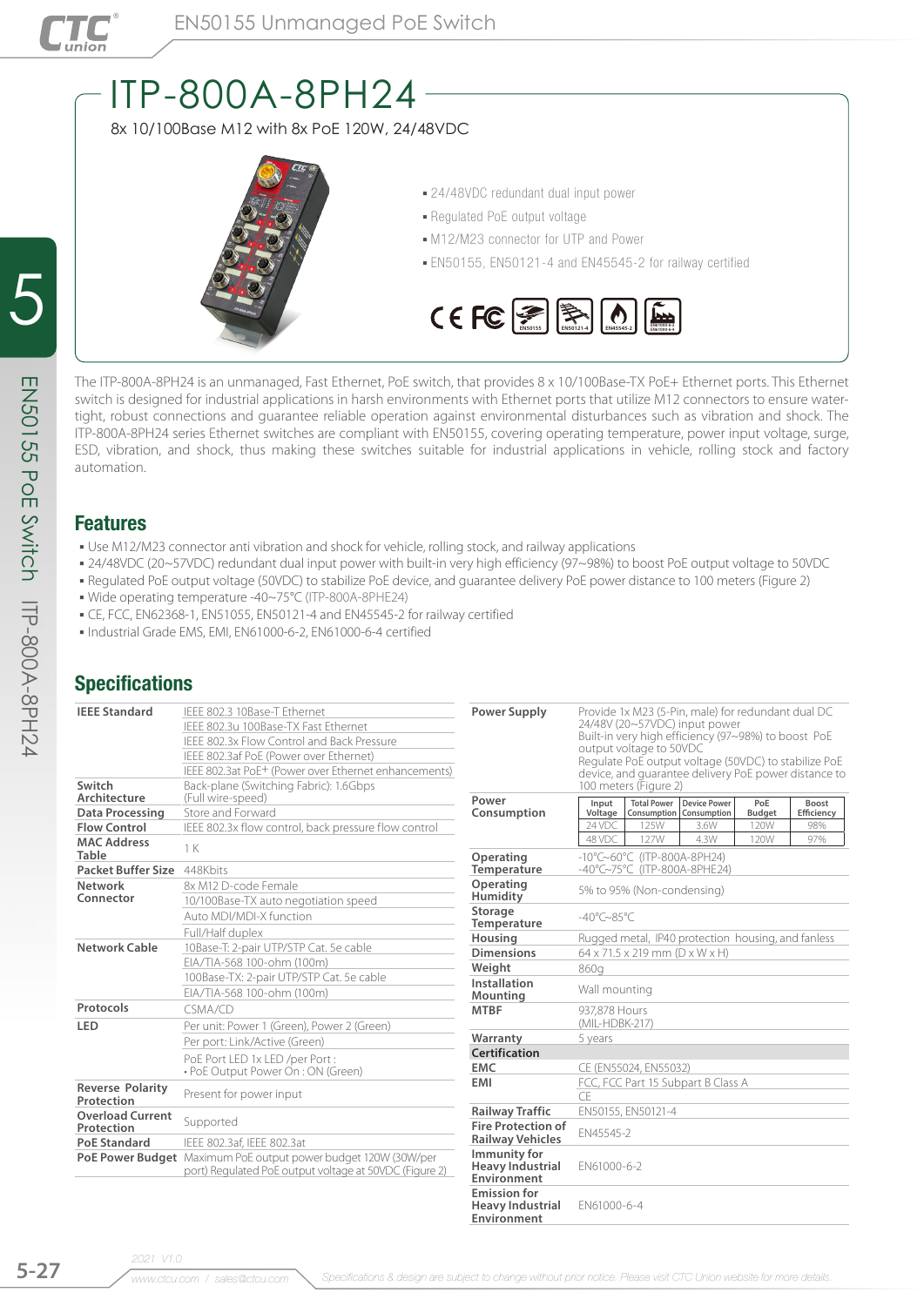# ITP-800A-8PH24

8x 10/100Base M12 with 8x PoE 120W, 24/48VDC

- 24/48VDC redundant dual input power
- Regulated PoE output voltage
- M12/M23 connector for UTP and Power
- EN50155, EN50121-4 and EN45545-2 for railway certified

The ITP-800A-8PH24 is an unmanaged, Fast Ethernet, PoE switch, that provides 8 x 10/100Base-TX PoE+ Ethernet ports. This Ethernet switch is designed for industrial applications in harsh environments with Ethernet ports that utilize M12 connectors to ensure water-tight, robust connections and guarantee reliable operation against environmental disturbances such as vibration and shock. The ITP-800A-8PH24 series Ethernet switches are compliant with EN50155, covering operating temperature, power input voltage, surge, ESD, vibration, and shock, thus making these switches suitable for industrial applications in vehicle, rolling stock and factory automation.

## Features

- Use M12/M23 connector anti vibration and shock for vehicle, rolling stock, and railway applications
- 24/48VDC (20~57VDC) redundant dual input power with built-in very high efficiency (97~98%) to boost PoE output voltage to 50VDC
- Regulated PoE output voltage (50VDC) to stabilize PoE device, and guarantee delivery PoE power distance to 100 meters (Figure 2)
- Wide operating temperature -40~75°C (ITP-800A-8PHE24)
- CE, FCC, EN62368-1, EN51055, EN50121-4 and EN45545-2 for railway certified
- Industrial Grade EMS, EMI, EN61000-6-2, EN61000-6-4 certified

## Specifications

| | |
|---|---|
| **IEEE Standard** | IEEE 802.3 10Base-T Ethernet<br>IEEE 802.3u 100Base-TX Fast Ethernet<br>IEEE 802.3x Flow Control and Back Pressure<br>IEEE 802.3af PoE (Power over Ethernet)<br>IEEE 802.3at PoE+ (Power over Ethernet enhancements) |
| **Switch Architecture** | Back-plane (Switching Fabric): 1.6Gbps (Full wire-speed) |
| **Data Processing** | Store and Forward |
| **Flow Control** | IEEE 802.3x flow control, back pressure flow control |
| **MAC Address Table** | 1 K |
| **Packet Buffer Size** | 448Kbits |
| **Network Connector** | 8x M12 D-code Female<br>10/100Base-TX auto negotiation speed<br>Auto MDI/MDI-X function<br>Full/Half duplex |
| **Network Cable** | 10Base-T: 2-pair UTP/STP Cat. 5e cable<br>EIA/TIA-568 100-ohm (100m)<br>100Base-TX: 2-pair UTP/STP Cat. 5e cable<br>EIA/TIA-568 100-ohm (100m) |
| **Protocols** | CSMA/CD |
| **LED** | Per unit: Power 1 (Green), Power 2 (Green)<br>Per port: Link/Active (Green)<br>PoE Port LED 1x LED /per Port :<br>• PoE Output Power On : ON (Green) |
| **Reverse Polarity Protection** | Present for power input |
| **Overload Current Protection** | Supported |
| **PoE Standard** | IEEE 802.3af, IEEE 802.3at |
| **PoE Power Budget** | Maximum PoE output power budget 120W (30W/per port) Regulated PoE output voltage at 50VDC (Figure 2) |
| **Power Supply** | Provide 1x M23 (5-Pin, male) for redundant dual DC 24/48V (20~57VDC) input power<br>Built-in very high efficiency (97~98%) to boost PoE output voltage to 50VDC<br>Regulate PoE output voltage (50VDC) to stabilize PoE device, and guarantee delivery PoE power distance to 100 meters (Figure 2) |

**Power Consumption**

| Input Voltage | Total Power Consumption | Device Power Consumption | PoE Budget | Boost Efficiency |
|---|---|---|---|---|
| 24 VDC | 125W | 3.6W | 120W | 98% |
| 48 VDC | 127W | 4.3W | 120W | 97% |

| | |
|---|---|
| **Operating Temperature** | -10°C~60°C (ITP-800A-8PH24)<br>-40°C~75°C (ITP-800A-8PHE24) |
| **Operating Humidity** | 5% to 95% (Non-condensing) |
| **Storage Temperature** | -40°C~85°C |
| **Housing** | Rugged metal, IP40 protection housing, and fanless |
| **Dimensions** | 64 x 71.5 x 219 mm (D x W x H) |
| **Weight** | 860g |
| **Installation Mounting** | Wall mounting |
| **MTBF** | 937,878 Hours (MIL-HDBK-217) |
| **Warranty** | 5 years |
| **Certification** | |
| **EMC** | CE (EN55024, EN55032) |
| **EMI** | FCC, FCC Part 15 Subpart B Class A<br>CE |
| **Railway Traffic** | EN50155, EN50121-4 |
| **Fire Protection of Railway Vehicles** | EN45545-2 |
| **Immunity for Heavy Industrial Environment** | EN61000-6-2 |
| **Emission for Heavy Industrial Environment** | EN61000-6-4 |

2021 V1.0

www.ctcu.com / sales@ctcu.com

Specifications & design are subject to change without prior notice. Please visit CTC Union website for more details.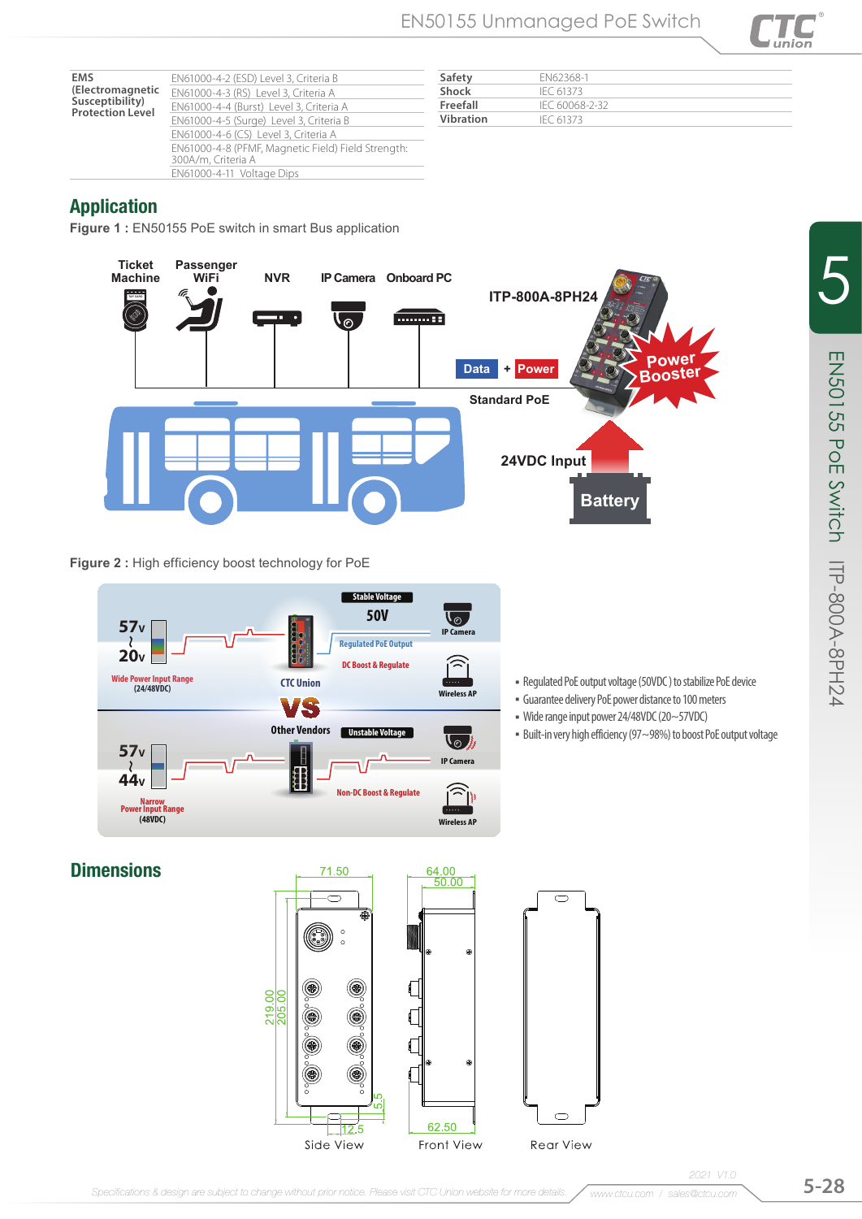| EMS (Electromagnetic Susceptibility) Protection Level | EN61000-4-2 (ESD) Level 3, Criteria B |
|---|---|
| | EN61000-4-3 (RS) Level 3, Criteria A |
| | EN61000-4-4 (Burst) Level 3, Criteria A |
| | EN61000-4-5 (Surge) Level 3, Criteria B |
| | EN61000-4-6 (CS) Level 3, Criteria A |
| | EN61000-4-8 (PFMF, Magnetic Field) Field Strength: 300A/m, Criteria A |
| | EN61000-4-11 Voltage Dips |

| Safety | EN62368-1 |
|---|---|
| Shock | IEC 61373 |
| Freefall | IEC 60068-2-32 |
| Vibration | IEC 61373 |

## Application

**Figure 1 :** EN50155 PoE switch in smart Bus application

Ticket Machine, Passenger WiFi, NVR, IP Camera, Onboard PC, ITP-800A-8PH24, Data + Power, Power Booster, Standard PoE, 24VDC Input, Battery

**Figure 2 :** High efficiency boost technology for PoE

Stable Voltage 50V; 57V ~ 20V; Wide Power Input Range (24/48VDC); CTC Union; Regulated PoE Output; DC Boost & Regulate; IP Camera; Wireless AP; VS; Other Vendors; Unstable Voltage; 57V ~ 44V; Narrow Power Input Range (48VDC); Non-DC Boost & Regulate

- Regulated PoE output voltage (50VDC) to stabilize PoE device
- Guarantee delivery PoE power distance to 100 meters
- Wide range input power 24/48VDC (20~57VDC)
- Built-in very high efficiency (97~98%) to boost PoE output voltage

## Dimensions

Side View: 71.50, 219.00, 205.00, 5.5, 12.5

Front View: 64.00, 50.00, 62.50

Rear View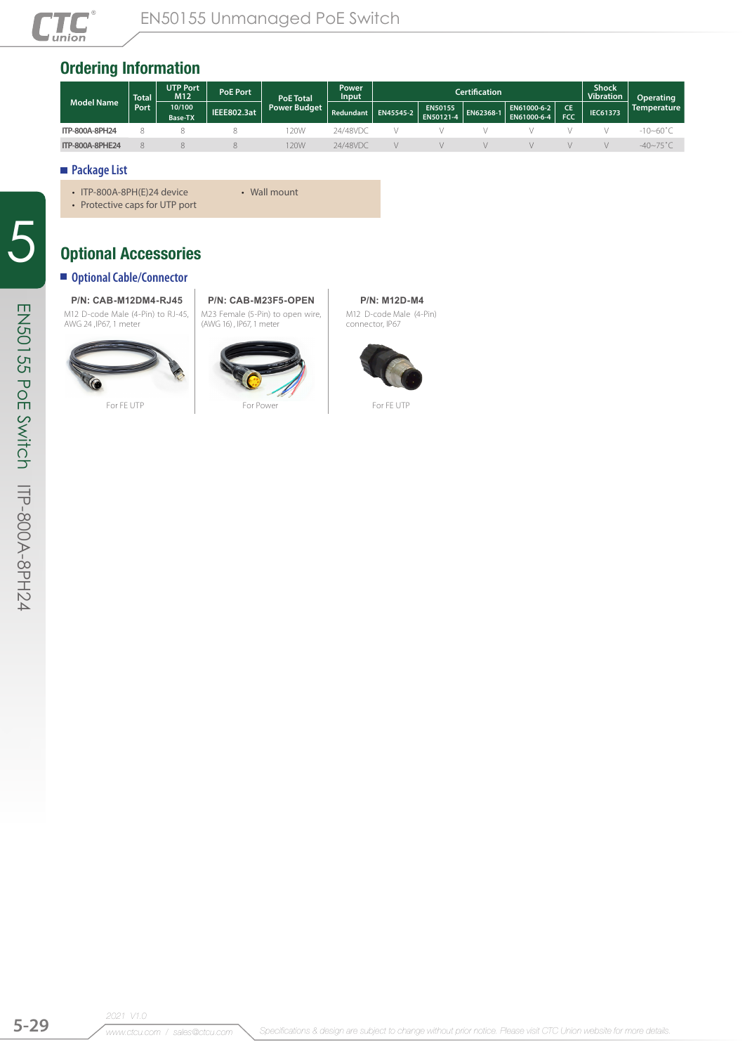## Ordering Information

| Model Name | Total Port | UTP Port M12 | PoE Port | PoE Total Power Budget | Power Input | Certification | | | | | Shock Vibration | Operating Temperature |
|---|---|---|---|---|---|---|---|---|---|---|---|---|
| | | 10/100 Base-TX | IEEE802.3at | | Redundant | EN45545-2 | EN50155 EN50121-4 | EN62368-1 | EN61000-6-2 EN61000-6-4 | CE FCC | IEC61373 | |
| ITP-800A-8PH24 | 8 | 8 | 8 | 120W | 24/48VDC | V | V | V | V | V | V | -10~60°C |
| ITP-800A-8PHE24 | 8 | 8 | 8 | 120W | 24/48VDC | V | V | V | V | V | V | -40~75°C |

### Package List

- ITP-800A-8PH(E)24 device
- Protective caps for UTP port
- Wall mount

## Optional Accessories

### Optional Cable/Connector

**P/N: CAB-M12DM4-RJ45**

M12 D-code Male (4-Pin) to RJ-45, AWG 24 ,IP67, 1 meter

For FE UTP

**P/N: CAB-M23F5-OPEN**

M23 Female (5-Pin) to open wire, (AWG 16) , IP67, 1 meter

For Power

**P/N: M12D-M4**

M12 D-code Male (4-Pin) connector, IP67

For FE UTP

2021 V1.0

www.ctcu.com / sales@ctcu.com

Specifications & design are subject to change without prior notice. Please visit CTC Union website for more details.